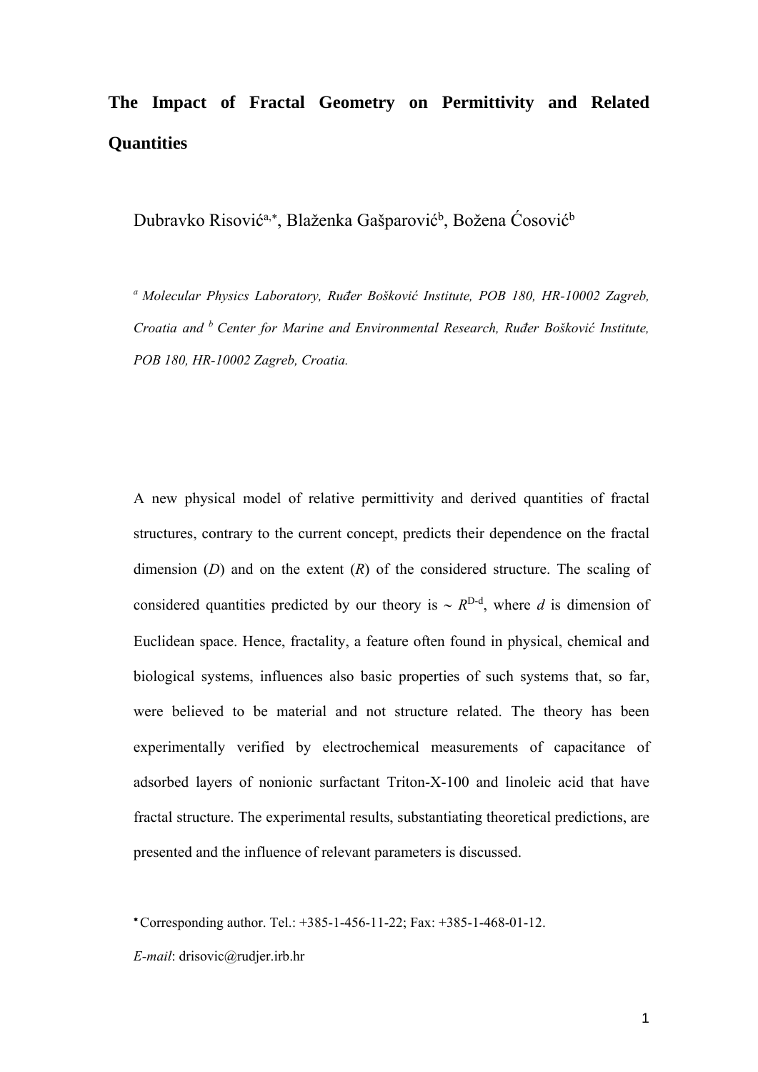# The Impact of Fractal Geometry on Permittivity and Related Quantities

Dubravko Risović[a,*], Blaženka Gašparović[b], Božena Ćosović[b]

*[a] Molecular Physics Laboratory, Ruđer Bošković Institute, POB 180, HR-10002 Zagreb, Croatia and [b] Center for Marine and Environmental Research, Ruđer Bošković Institute, POB 180, HR-10002 Zagreb, Croatia.*

A new physical model of relative permittivity and derived quantities of fractal structures, contrary to the current concept, predicts their dependence on the fractal dimension ($D$) and on the extent ($R$) of the considered structure. The scaling of considered quantities predicted by our theory is ~ $R^{D-d}$, where $d$ is dimension of Euclidean space. Hence, fractality, a feature often found in physical, chemical and biological systems, influences also basic properties of such systems that, so far, were believed to be material and not structure related. The theory has been experimentally verified by electrochemical measurements of capacitance of adsorbed layers of nonionic surfactant Triton-X-100 and linoleic acid that have fractal structure. The experimental results, substantiating theoretical predictions, are presented and the influence of relevant parameters is discussed.

[*] Corresponding author. Tel.: +385-1-456-11-22; Fax: +385-1-468-01-12.

*E-mail*: drisovic@rudjer.irb.hr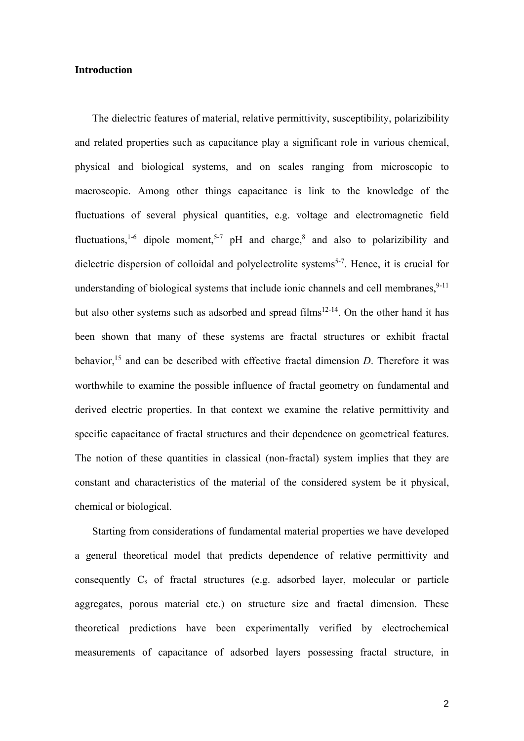**Introduction**

The dielectric features of material, relative permittivity, susceptibility, polarizibility and related properties such as capacitance play a significant role in various chemical, physical and biological systems, and on scales ranging from microscopic to macroscopic. Among other things capacitance is link to the knowledge of the fluctuations of several physical quantities, e.g. voltage and electromagnetic field fluctuations,[1-6] dipole moment,[5-7] pH and charge,[8] and also to polarizibility and dielectric dispersion of colloidal and polyelectrolite systems[5-7]. Hence, it is crucial for understanding of biological systems that include ionic channels and cell membranes,[9-11] but also other systems such as adsorbed and spread films[12-14]. On the other hand it has been shown that many of these systems are fractal structures or exhibit fractal behavior,[15] and can be described with effective fractal dimension *D*. Therefore it was worthwhile to examine the possible influence of fractal geometry on fundamental and derived electric properties. In that context we examine the relative permittivity and specific capacitance of fractal structures and their dependence on geometrical features. The notion of these quantities in classical (non-fractal) system implies that they are constant and characteristics of the material of the considered system be it physical, chemical or biological.

Starting from considerations of fundamental material properties we have developed a general theoretical model that predicts dependence of relative permittivity and consequently $C_s$ of fractal structures (e.g. adsorbed layer, molecular or particle aggregates, porous material etc.) on structure size and fractal dimension. These theoretical predictions have been experimentally verified by electrochemical measurements of capacitance of adsorbed layers possessing fractal structure, in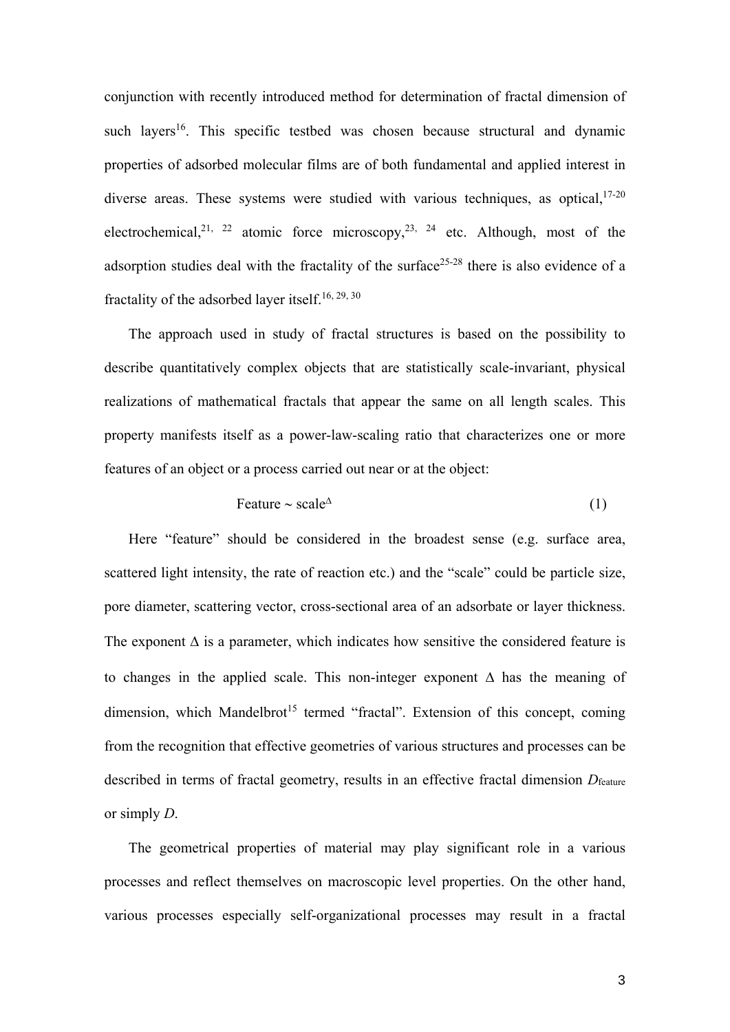conjunction with recently introduced method for determination of fractal dimension of such layers[16]. This specific testbed was chosen because structural and dynamic properties of adsorbed molecular films are of both fundamental and applied interest in diverse areas. These systems were studied with various techniques, as optical,[17-20] electrochemical,[21, 22] atomic force microscopy,[23, 24] etc. Although, most of the adsorption studies deal with the fractality of the surface[25-28] there is also evidence of a fractality of the adsorbed layer itself.[16, 29, 30]

The approach used in study of fractal structures is based on the possibility to describe quantitatively complex objects that are statistically scale-invariant, physical realizations of mathematical fractals that appear the same on all length scales. This property manifests itself as a power-law-scaling ratio that characterizes one or more features of an object or a process carried out near or at the object:

$$\text{Feature} \sim \text{scale}^{\Delta} \tag{1}$$

Here "feature" should be considered in the broadest sense (e.g. surface area, scattered light intensity, the rate of reaction etc.) and the "scale" could be particle size, pore diameter, scattering vector, cross-sectional area of an adsorbate or layer thickness. The exponent $\Delta$ is a parameter, which indicates how sensitive the considered feature is to changes in the applied scale. This non-integer exponent $\Delta$ has the meaning of dimension, which Mandelbrot[15] termed "fractal". Extension of this concept, coming from the recognition that effective geometries of various structures and processes can be described in terms of fractal geometry, results in an effective fractal dimension $D_{\text{feature}}$ or simply $D$.

The geometrical properties of material may play significant role in a various processes and reflect themselves on macroscopic level properties. On the other hand, various processes especially self-organizational processes may result in a fractal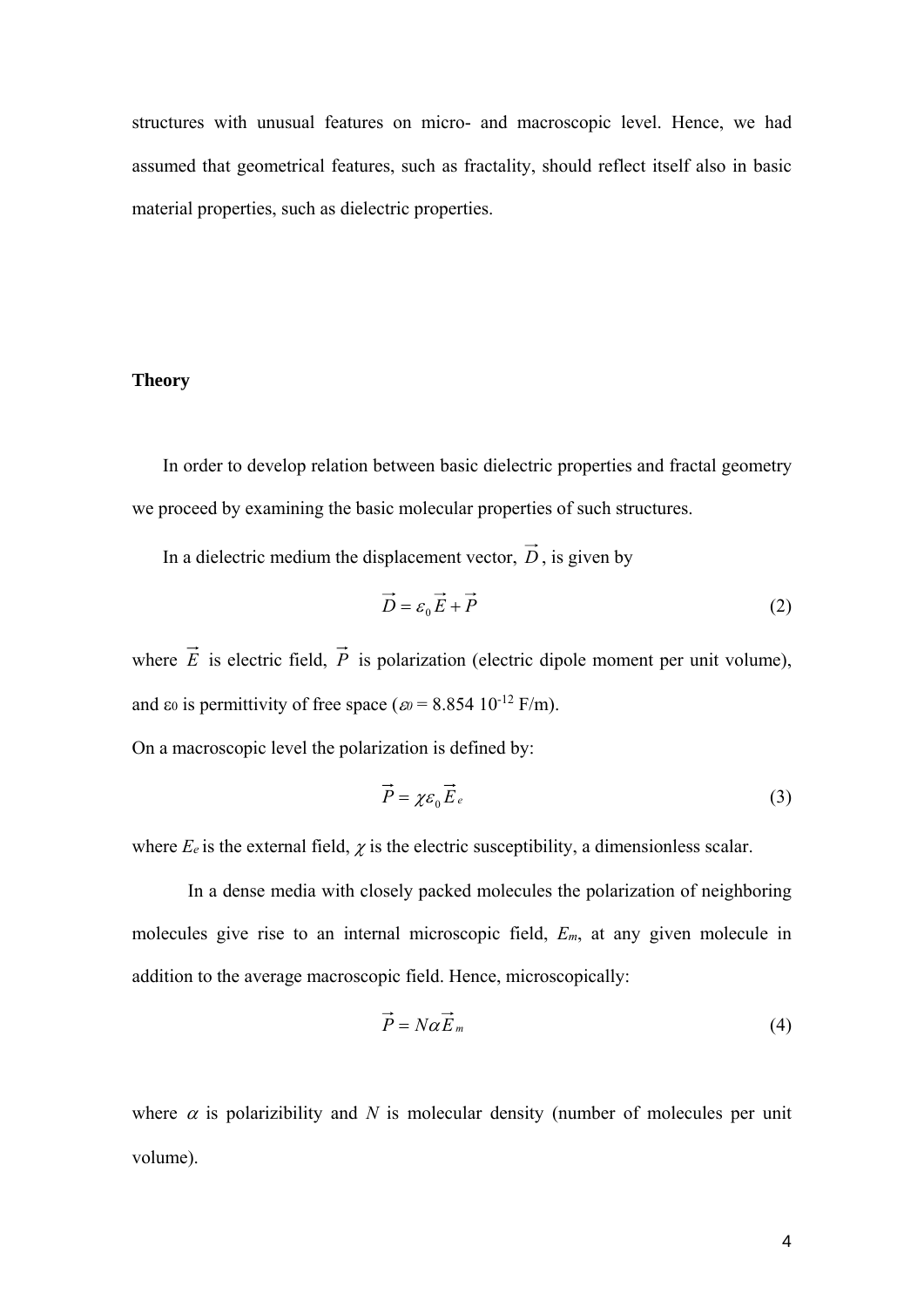structures with unusual features on micro- and macroscopic level. Hence, we had assumed that geometrical features, such as fractality, should reflect itself also in basic material properties, such as dielectric properties.

**Theory**

In order to develop relation between basic dielectric properties and fractal geometry we proceed by examining the basic molecular properties of such structures.

In a dielectric medium the displacement vector, $\vec{D}$, is given by

$$\vec{D} = \varepsilon_0 \vec{E} + \vec{P} \tag{2}$$

where $\vec{E}$ is electric field, $\vec{P}$ is polarization (electric dipole moment per unit volume), and $\varepsilon_0$ is permittivity of free space ($\varepsilon_0 = 8.854\ 10^{-12}$ F/m).

On a macroscopic level the polarization is defined by:

$$\vec{P} = \chi \varepsilon_0 \vec{E}_e \tag{3}$$

where $E_e$ is the external field, $\chi$ is the electric susceptibility, a dimensionless scalar.

In a dense media with closely packed molecules the polarization of neighboring molecules give rise to an internal microscopic field, $E_m$, at any given molecule in addition to the average macroscopic field. Hence, microscopically:

$$\vec{P} = N\alpha \vec{E}_m \tag{4}$$

where $\alpha$ is polarizibility and $N$ is molecular density (number of molecules per unit volume).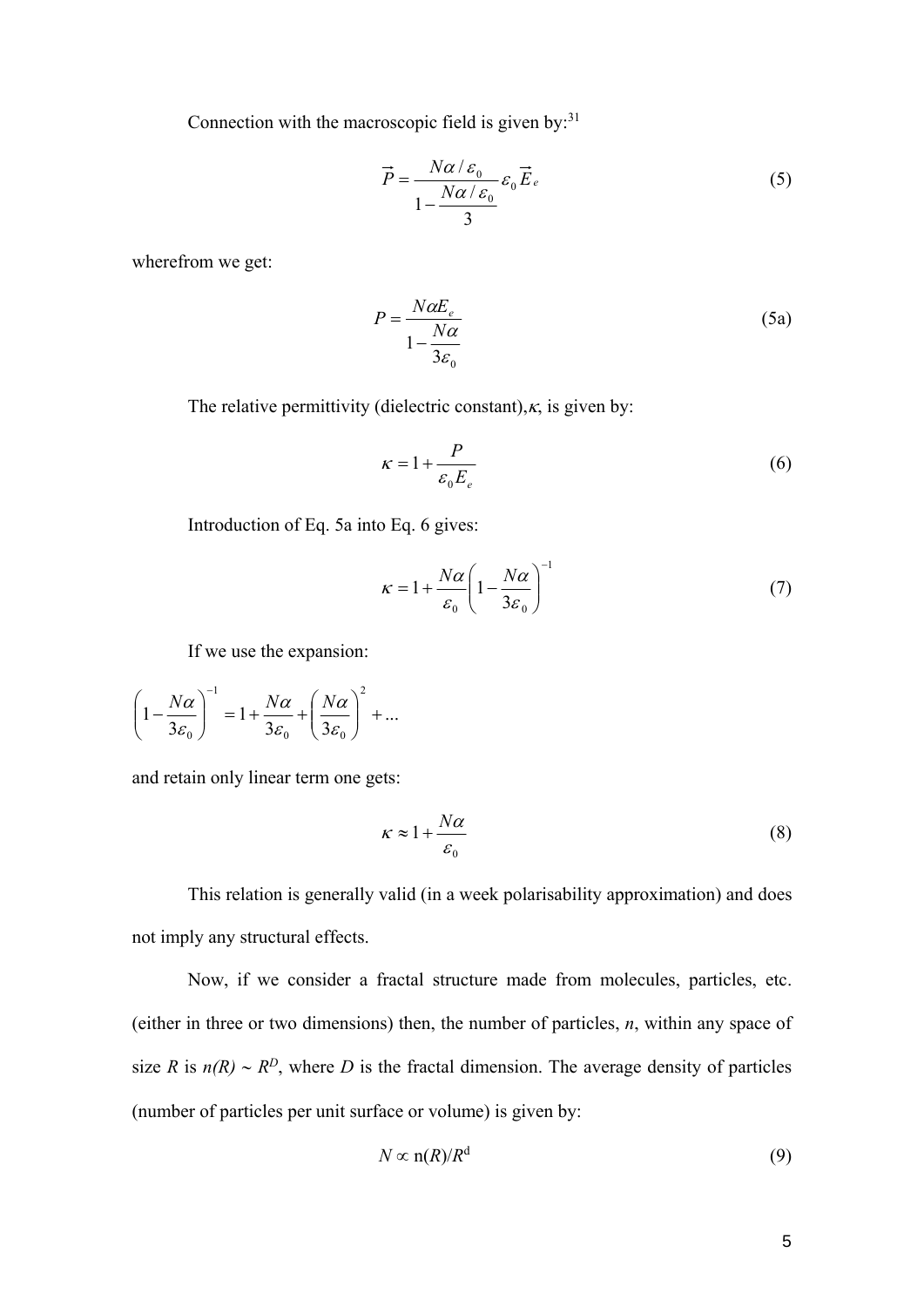Connection with the macroscopic field is given by:[31]

$$\vec{P} = \frac{N\alpha / \varepsilon_0}{1 - \dfrac{N\alpha / \varepsilon_0}{3}} \varepsilon_0 \vec{E}_e \tag{5}$$

wherefrom we get:

$$P = \frac{N\alpha E_e}{1 - \dfrac{N\alpha}{3\varepsilon_0}} \tag{5a}$$

The relative permittivity (dielectric constant), $\kappa$, is given by:

$$\kappa = 1 + \frac{P}{\varepsilon_0 E_e} \tag{6}$$

Introduction of Eq. 5a into Eq. 6 gives:

$$\kappa = 1 + \frac{N\alpha}{\varepsilon_0}\left(1 - \frac{N\alpha}{3\varepsilon_0}\right)^{-1} \tag{7}$$

If we use the expansion:

$$\left(1 - \frac{N\alpha}{3\varepsilon_0}\right)^{-1} = 1 + \frac{N\alpha}{3\varepsilon_0} + \left(\frac{N\alpha}{3\varepsilon_0}\right)^2 + \ldots$$

and retain only linear term one gets:

$$\kappa \approx 1 + \frac{N\alpha}{\varepsilon_0} \tag{8}$$

This relation is generally valid (in a week polarisability approximation) and does not imply any structural effects.

Now, if we consider a fractal structure made from molecules, particles, etc. (either in three or two dimensions) then, the number of particles, $n$, within any space of size $R$ is $n(R) \sim R^D$, where $D$ is the fractal dimension. The average density of particles (number of particles per unit surface or volume) is given by:

$$N \propto \mathrm{n}(R)/R^{\mathrm{d}} \tag{9}$$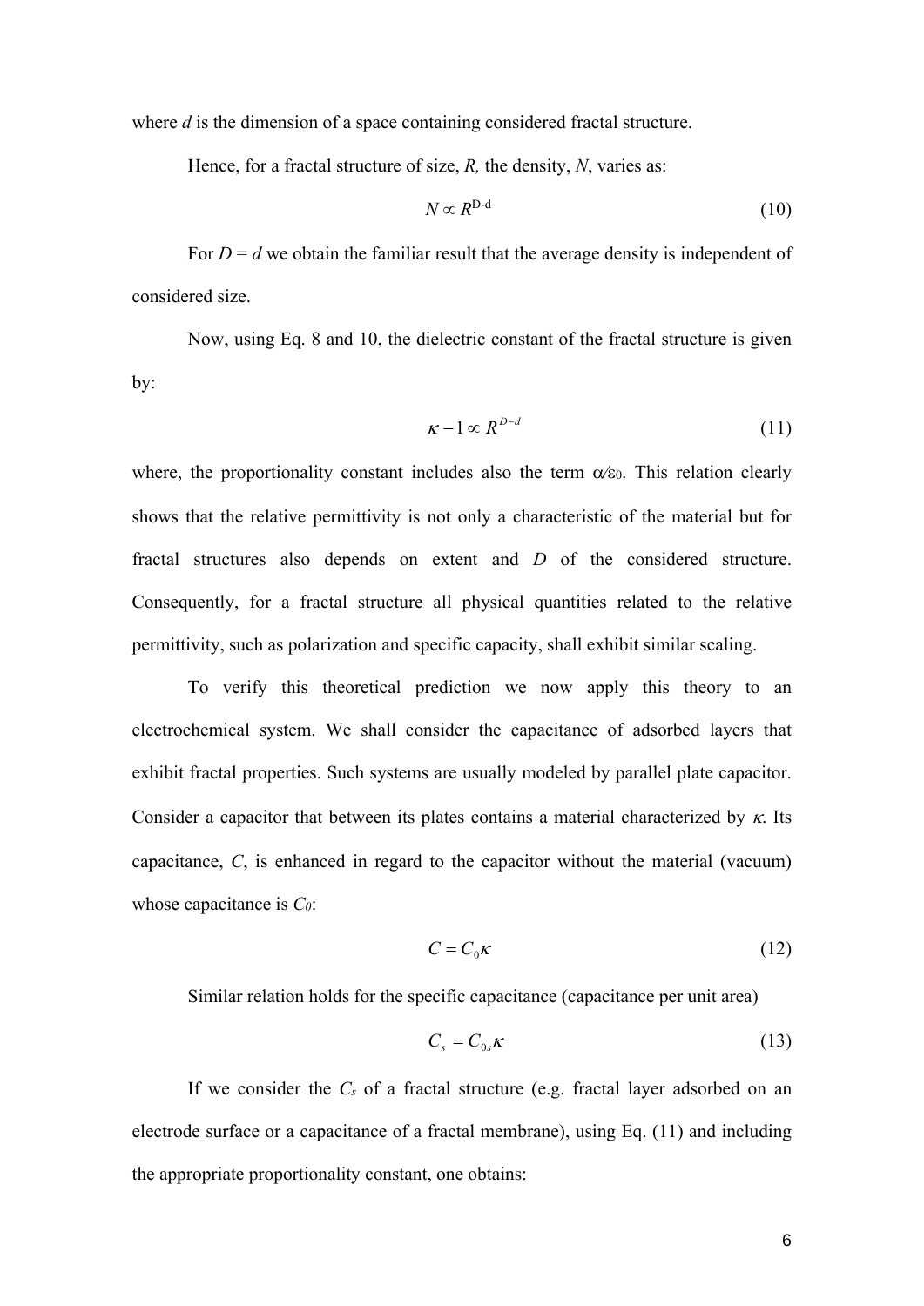where $d$ is the dimension of a space containing considered fractal structure.

Hence, for a fractal structure of size, $R$, the density, $N$, varies as:

$$N \propto R^{D-d} \tag{10}$$

For $D = d$ we obtain the familiar result that the average density is independent of considered size.

Now, using Eq. 8 and 10, the dielectric constant of the fractal structure is given by:

$$\kappa - 1 \propto R^{D-d} \tag{11}$$

where, the proportionality constant includes also the term $\alpha/\varepsilon_0$. This relation clearly shows that the relative permittivity is not only a characteristic of the material but for fractal structures also depends on extent and $D$ of the considered structure. Consequently, for a fractal structure all physical quantities related to the relative permittivity, such as polarization and specific capacity, shall exhibit similar scaling.

To verify this theoretical prediction we now apply this theory to an electrochemical system. We shall consider the capacitance of adsorbed layers that exhibit fractal properties. Such systems are usually modeled by parallel plate capacitor. Consider a capacitor that between its plates contains a material characterized by $\kappa$. Its capacitance, $C$, is enhanced in regard to the capacitor without the material (vacuum) whose capacitance is $C_0$:

$$C = C_0 \kappa \tag{12}$$

Similar relation holds for the specific capacitance (capacitance per unit area)

$$C_s = C_{0s} \kappa \tag{13}$$

If we consider the $C_s$ of a fractal structure (e.g. fractal layer adsorbed on an electrode surface or a capacitance of a fractal membrane), using Eq. (11) and including the appropriate proportionality constant, one obtains: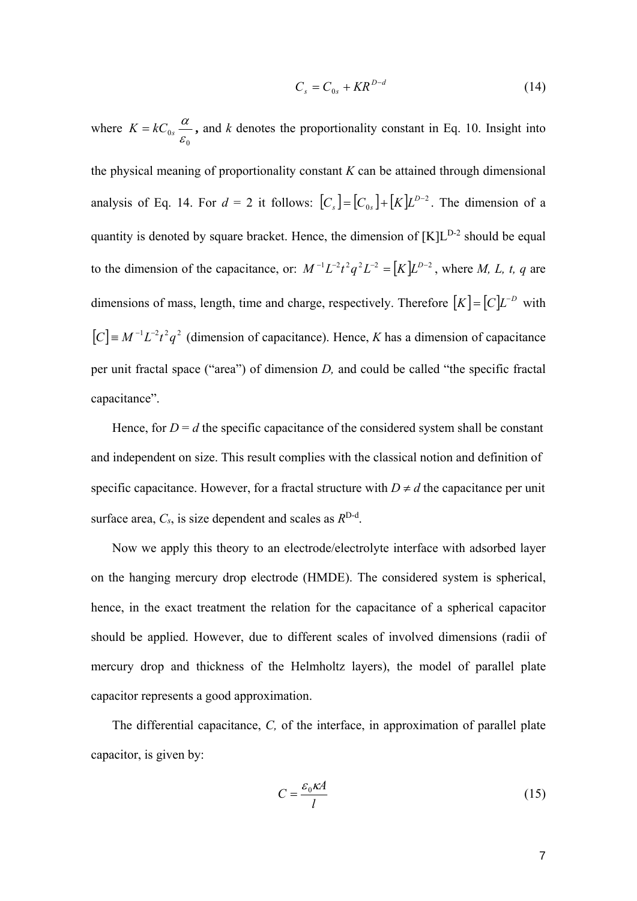$$C_s = C_{0s} + KR^{D-d} \tag{14}$$

where $K = kC_{0s}\dfrac{\alpha}{\varepsilon_0}$**,** and $k$ denotes the proportionality constant in Eq. 10. Insight into the physical meaning of proportionality constant $K$ can be attained through dimensional analysis of Eq. 14. For $d$ = 2 it follows: $[C_s] = [C_{0s}] + [K]L^{D-2}$. The dimension of a quantity is denoted by square bracket. Hence, the dimension of $[K]L^{D-2}$ should be equal to the dimension of the capacitance, or: $M^{-1}L^{-2}t^2q^2L^{-2} = [K]L^{D-2}$, where $M, L, t, q$ are dimensions of mass, length, time and charge, respectively. Therefore $[K] = [C]L^{-D}$ with $[C] \equiv M^{-1}L^{-2}t^2q^2$ (dimension of capacitance). Hence, $K$ has a dimension of capacitance per unit fractal space ("area") of dimension $D$, and could be called "the specific fractal capacitance".

Hence, for $D = d$ the specific capacitance of the considered system shall be constant and independent on size. This result complies with the classical notion and definition of specific capacitance. However, for a fractal structure with $D \neq d$ the capacitance per unit surface area, $C_s$, is size dependent and scales as $R^{D-d}$.

Now we apply this theory to an electrode/electrolyte interface with adsorbed layer on the hanging mercury drop electrode (HMDE). The considered system is spherical, hence, in the exact treatment the relation for the capacitance of a spherical capacitor should be applied. However, due to different scales of involved dimensions (radii of mercury drop and thickness of the Helmholtz layers), the model of parallel plate capacitor represents a good approximation.

The differential capacitance, $C$, of the interface, in approximation of parallel plate capacitor, is given by:

$$C = \frac{\varepsilon_0 \kappa A}{l} \tag{15}$$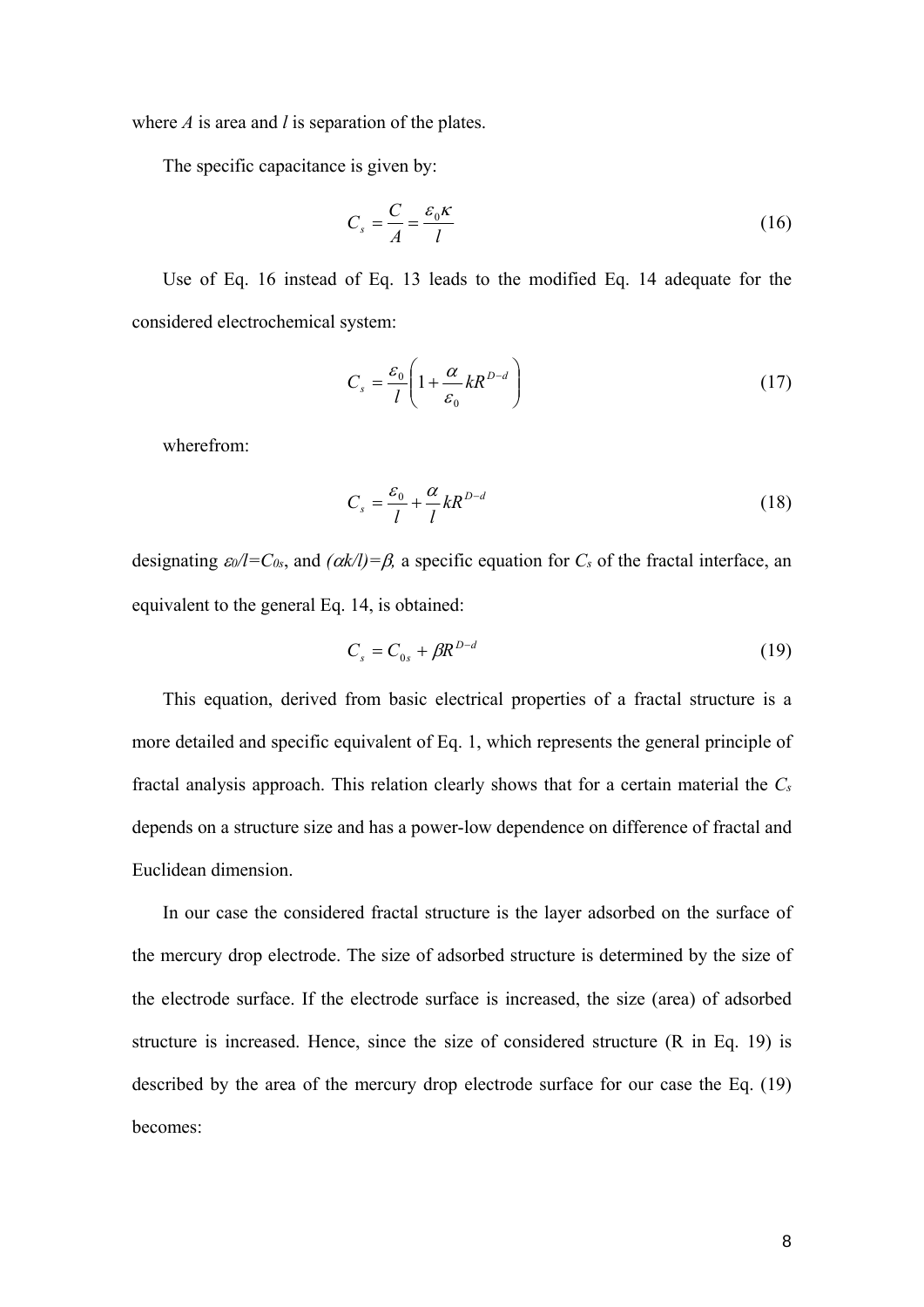where $A$ is area and $l$ is separation of the plates.

The specific capacitance is given by:

$$C_s = \frac{C}{A} = \frac{\varepsilon_0 \kappa}{l} \tag{16}$$

Use of Eq. 16 instead of Eq. 13 leads to the modified Eq. 14 adequate for the considered electrochemical system:

$$C_s = \frac{\varepsilon_0}{l}\left(1 + \frac{\alpha}{\varepsilon_0} k R^{D-d}\right) \tag{17}$$

wherefrom:

$$C_s = \frac{\varepsilon_0}{l} + \frac{\alpha}{l} k R^{D-d} \tag{18}$$

designating $\varepsilon_0/l = C_{0s}$, and $(\alpha k/l) = \beta$, a specific equation for $C_s$ of the fractal interface, an equivalent to the general Eq. 14, is obtained:

$$C_s = C_{0s} + \beta R^{D-d} \tag{19}$$

This equation, derived from basic electrical properties of a fractal structure is a more detailed and specific equivalent of Eq. 1, which represents the general principle of fractal analysis approach. This relation clearly shows that for a certain material the $C_s$ depends on a structure size and has a power-low dependence on difference of fractal and Euclidean dimension.

In our case the considered fractal structure is the layer adsorbed on the surface of the mercury drop electrode. The size of adsorbed structure is determined by the size of the electrode surface. If the electrode surface is increased, the size (area) of adsorbed structure is increased. Hence, since the size of considered structure (R in Eq. 19) is described by the area of the mercury drop electrode surface for our case the Eq. (19) becomes: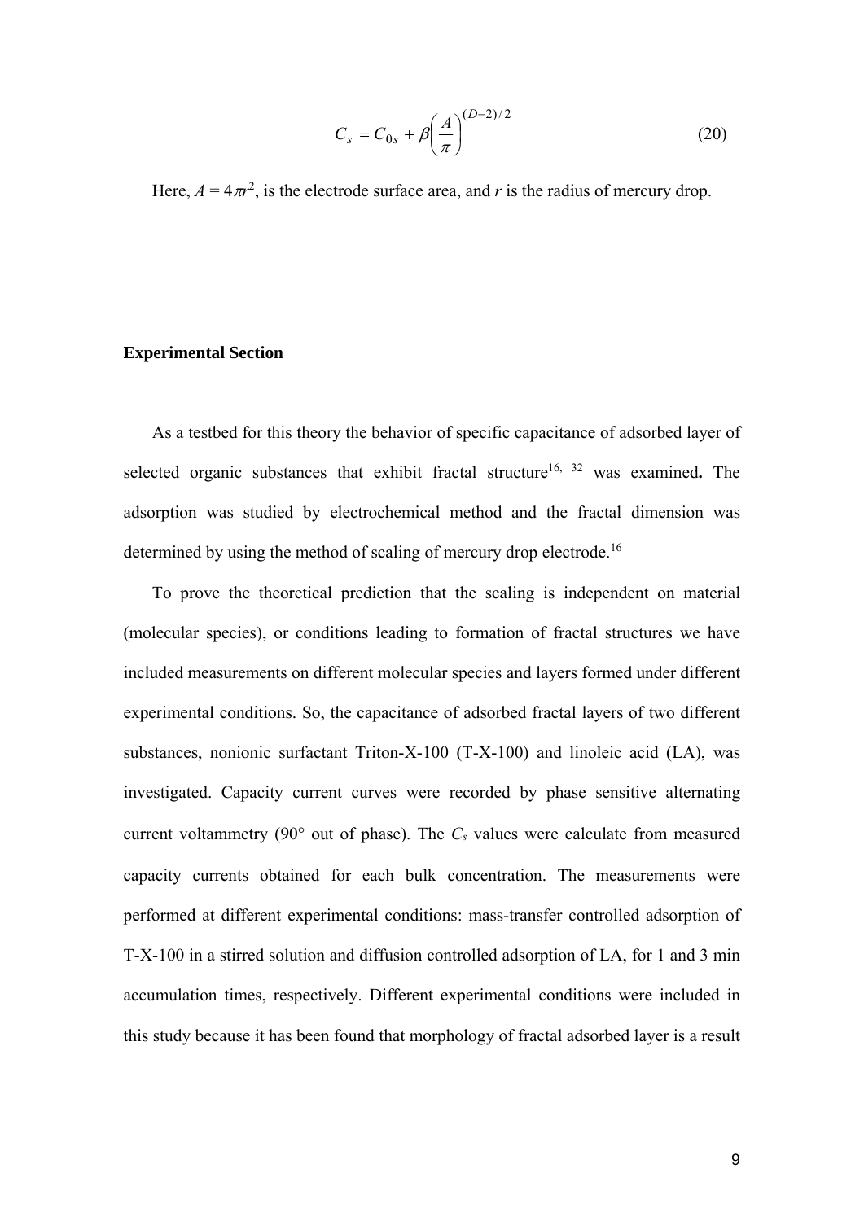$$C_s = C_{0s} + \beta \left( \frac{A}{\pi} \right)^{(D-2)/2} \tag{20}$$

Here, $A = 4\pi r^2$, is the electrode surface area, and $r$ is the radius of mercury drop.

## Experimental Section

As a testbed for this theory the behavior of specific capacitance of adsorbed layer of selected organic substances that exhibit fractal structure[16, 32] was examined**.** The adsorption was studied by electrochemical method and the fractal dimension was determined by using the method of scaling of mercury drop electrode.[16]

To prove the theoretical prediction that the scaling is independent on material (molecular species), or conditions leading to formation of fractal structures we have included measurements on different molecular species and layers formed under different experimental conditions. So, the capacitance of adsorbed fractal layers of two different substances, nonionic surfactant Triton-X-100 (T-X-100) and linoleic acid (LA), was investigated. Capacity current curves were recorded by phase sensitive alternating current voltammetry (90° out of phase). The $C_s$ values were calculate from measured capacity currents obtained for each bulk concentration. The measurements were performed at different experimental conditions: mass-transfer controlled adsorption of T-X-100 in a stirred solution and diffusion controlled adsorption of LA, for 1 and 3 min accumulation times, respectively. Different experimental conditions were included in this study because it has been found that morphology of fractal adsorbed layer is a result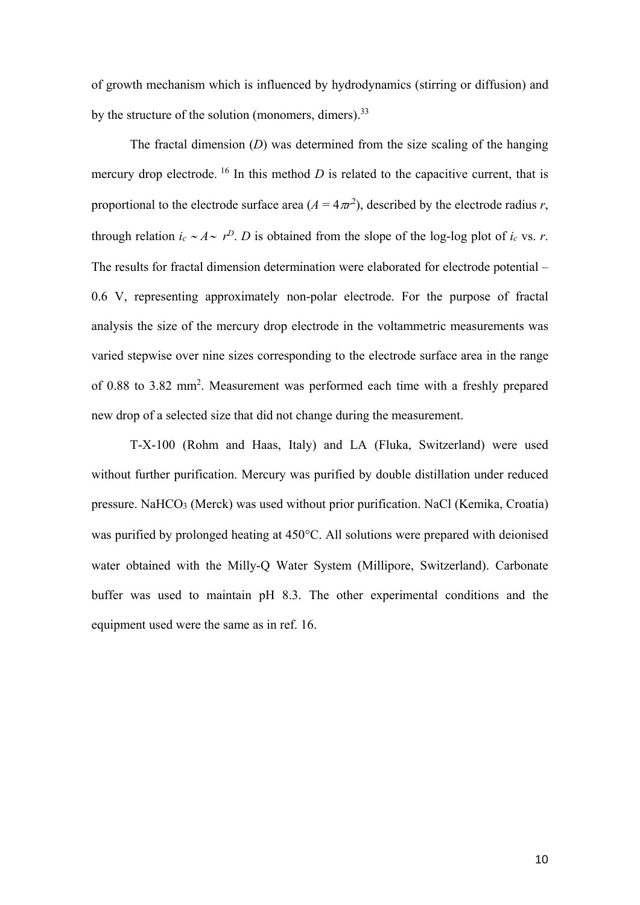of growth mechanism which is influenced by hydrodynamics (stirring or diffusion) and by the structure of the solution (monomers, dimers).[33]

The fractal dimension ($D$) was determined from the size scaling of the hanging mercury drop electrode. [16] In this method $D$ is related to the capacitive current, that is proportional to the electrode surface area ($A = 4\pi r^2$), described by the electrode radius $r$, through relation $i_c \sim A \sim r^D$. $D$ is obtained from the slope of the log-log plot of $i_c$ vs. $r$. The results for fractal dimension determination were elaborated for electrode potential –0.6 V, representing approximately non-polar electrode. For the purpose of fractal analysis the size of the mercury drop electrode in the voltammetric measurements was varied stepwise over nine sizes corresponding to the electrode surface area in the range of 0.88 to 3.82 mm$^2$. Measurement was performed each time with a freshly prepared new drop of a selected size that did not change during the measurement.

T-X-100 (Rohm and Haas, Italy) and LA (Fluka, Switzerland) were used without further purification. Mercury was purified by double distillation under reduced pressure. $NaHCO_3$ (Merck) was used without prior purification. NaCl (Kemika, Croatia) was purified by prolonged heating at 450°C. All solutions were prepared with deionised water obtained with the Milly-Q Water System (Millipore, Switzerland). Carbonate buffer was used to maintain pH 8.3. The other experimental conditions and the equipment used were the same as in ref. 16.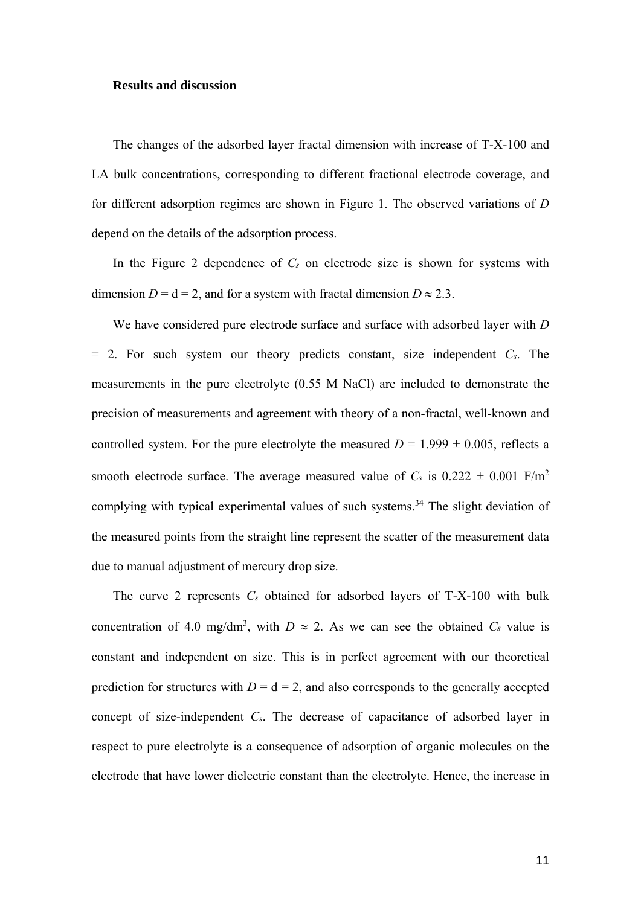**Results and discussion**

The changes of the adsorbed layer fractal dimension with increase of T-X-100 and LA bulk concentrations, corresponding to different fractional electrode coverage, and for different adsorption regimes are shown in Figure 1. The observed variations of $D$ depend on the details of the adsorption process.

In the Figure 2 dependence of $C_s$ on electrode size is shown for systems with dimension $D = \mathrm{d} = 2$, and for a system with fractal dimension $D \approx 2.3$.

We have considered pure electrode surface and surface with adsorbed layer with $D = 2$. For such system our theory predicts constant, size independent $C_s$. The measurements in the pure electrolyte (0.55 M NaCl) are included to demonstrate the precision of measurements and agreement with theory of a non-fractal, well-known and controlled system. For the pure electrolyte the measured $D = 1.999 \pm 0.005$, reflects a smooth electrode surface. The average measured value of $C_s$ is $0.222 \pm 0.001$ F/m$^2$ complying with typical experimental values of such systems.[34] The slight deviation of the measured points from the straight line represent the scatter of the measurement data due to manual adjustment of mercury drop size.

The curve 2 represents $C_s$ obtained for adsorbed layers of T-X-100 with bulk concentration of 4.0 mg/dm$^3$, with $D \approx 2$. As we can see the obtained $C_s$ value is constant and independent on size. This is in perfect agreement with our theoretical prediction for structures with $D = \mathrm{d} = 2$, and also corresponds to the generally accepted concept of size-independent $C_s$. The decrease of capacitance of adsorbed layer in respect to pure electrolyte is a consequence of adsorption of organic molecules on the electrode that have lower dielectric constant than the electrolyte. Hence, the increase in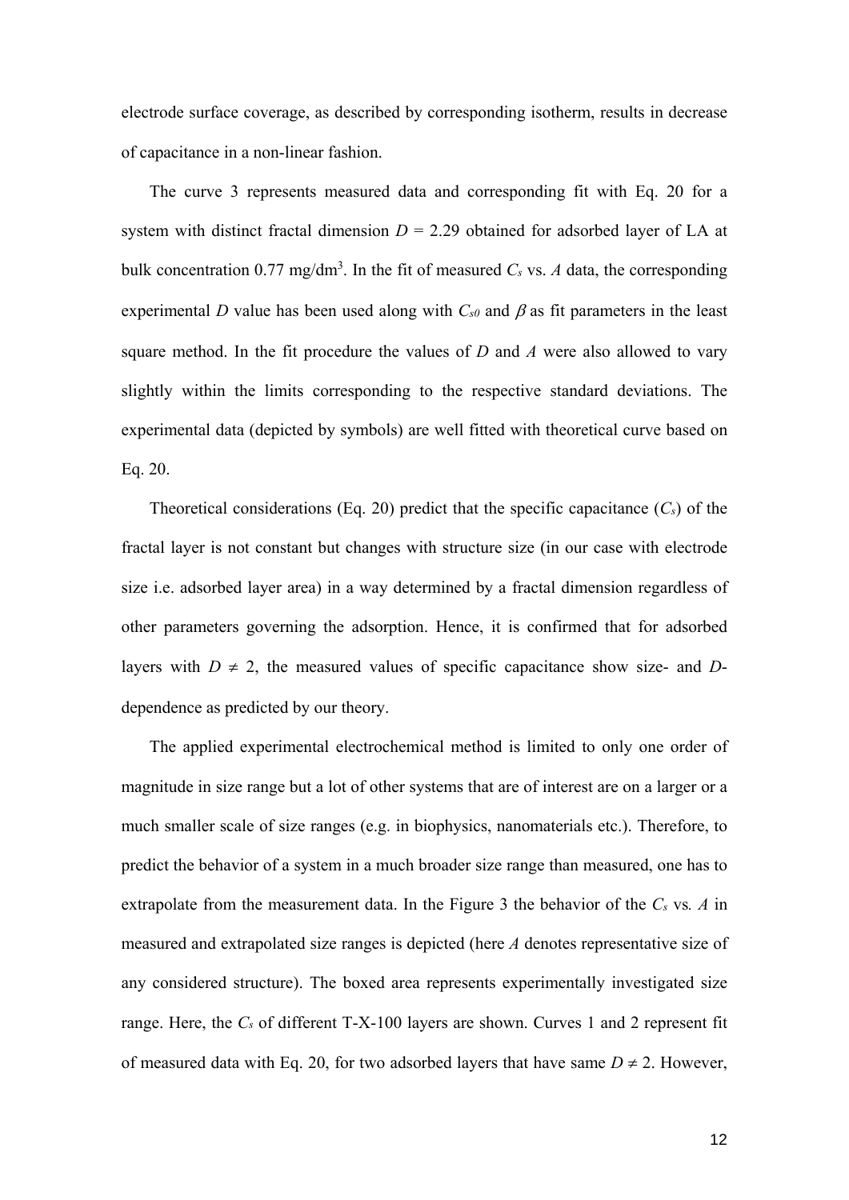electrode surface coverage, as described by corresponding isotherm, results in decrease of capacitance in a non-linear fashion.

The curve 3 represents measured data and corresponding fit with Eq. 20 for a system with distinct fractal dimension $D$ = 2.29 obtained for adsorbed layer of LA at bulk concentration 0.77 mg/dm$^3$. In the fit of measured $C_s$ vs. $A$ data, the corresponding experimental $D$ value has been used along with $C_{s0}$ and $\beta$ as fit parameters in the least square method. In the fit procedure the values of $D$ and $A$ were also allowed to vary slightly within the limits corresponding to the respective standard deviations. The experimental data (depicted by symbols) are well fitted with theoretical curve based on Eq. 20.

Theoretical considerations (Eq. 20) predict that the specific capacitance ($C_s$) of the fractal layer is not constant but changes with structure size (in our case with electrode size i.e. adsorbed layer area) in a way determined by a fractal dimension regardless of other parameters governing the adsorption. Hence, it is confirmed that for adsorbed layers with $D \neq 2$, the measured values of specific capacitance show size- and $D$-dependence as predicted by our theory.

The applied experimental electrochemical method is limited to only one order of magnitude in size range but a lot of other systems that are of interest are on a larger or a much smaller scale of size ranges (e.g. in biophysics, nanomaterials etc.). Therefore, to predict the behavior of a system in a much broader size range than measured, one has to extrapolate from the measurement data. In the Figure 3 the behavior of the $C_s$ vs. $A$ in measured and extrapolated size ranges is depicted (here $A$ denotes representative size of any considered structure). The boxed area represents experimentally investigated size range. Here, the $C_s$ of different T-X-100 layers are shown. Curves 1 and 2 represent fit of measured data with Eq. 20, for two adsorbed layers that have same $D \neq 2$. However,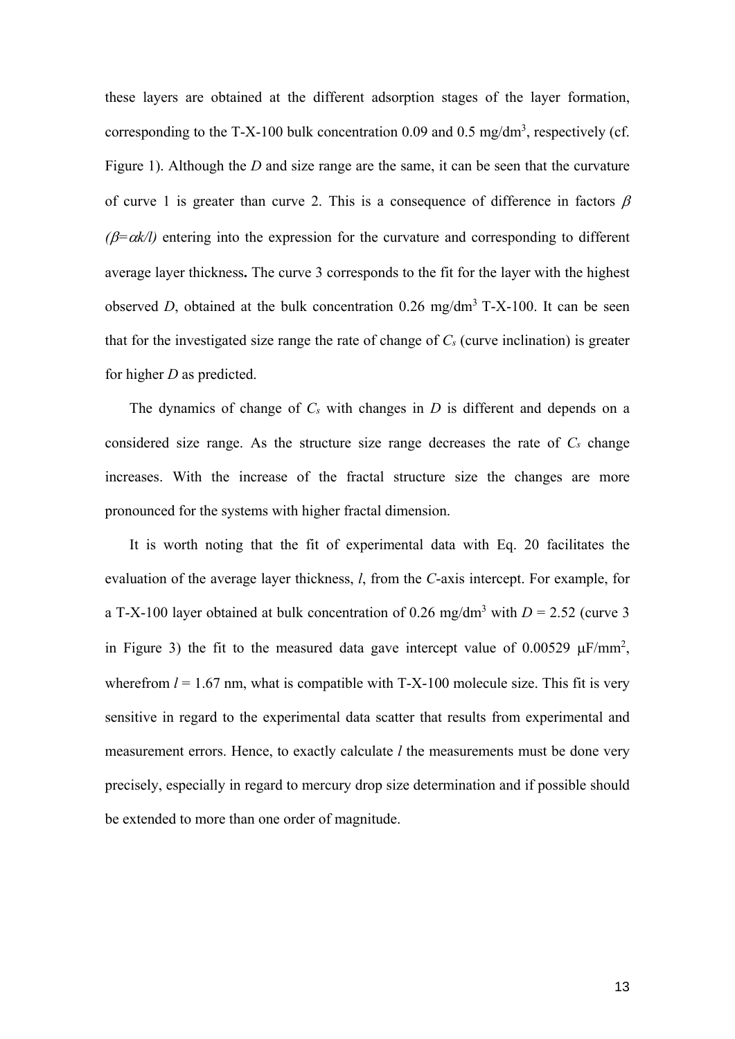these layers are obtained at the different adsorption stages of the layer formation, corresponding to the T-X-100 bulk concentration 0.09 and 0.5 mg/dm$^3$, respectively (cf. Figure 1). Although the *D* and size range are the same, it can be seen that the curvature of curve 1 is greater than curve 2. This is a consequence of difference in factors $\beta$ *($\beta$=$\alpha k/l$)* entering into the expression for the curvature and corresponding to different average layer thickness**.** The curve 3 corresponds to the fit for the layer with the highest observed *D*, obtained at the bulk concentration 0.26 mg/dm$^3$ T-X-100. It can be seen that for the investigated size range the rate of change of $C_s$ (curve inclination) is greater for higher *D* as predicted.

The dynamics of change of $C_s$ with changes in *D* is different and depends on a considered size range. As the structure size range decreases the rate of $C_s$ change increases. With the increase of the fractal structure size the changes are more pronounced for the systems with higher fractal dimension.

It is worth noting that the fit of experimental data with Eq. 20 facilitates the evaluation of the average layer thickness, *l*, from the *C*-axis intercept. For example, for a T-X-100 layer obtained at bulk concentration of 0.26 mg/dm$^3$ with $D = 2.52$ (curve 3 in Figure 3) the fit to the measured data gave intercept value of 0.00529 $\mu$F/mm$^2$, wherefrom $l = 1.67$ nm, what is compatible with T-X-100 molecule size. This fit is very sensitive in regard to the experimental data scatter that results from experimental and measurement errors. Hence, to exactly calculate *l* the measurements must be done very precisely, especially in regard to mercury drop size determination and if possible should be extended to more than one order of magnitude.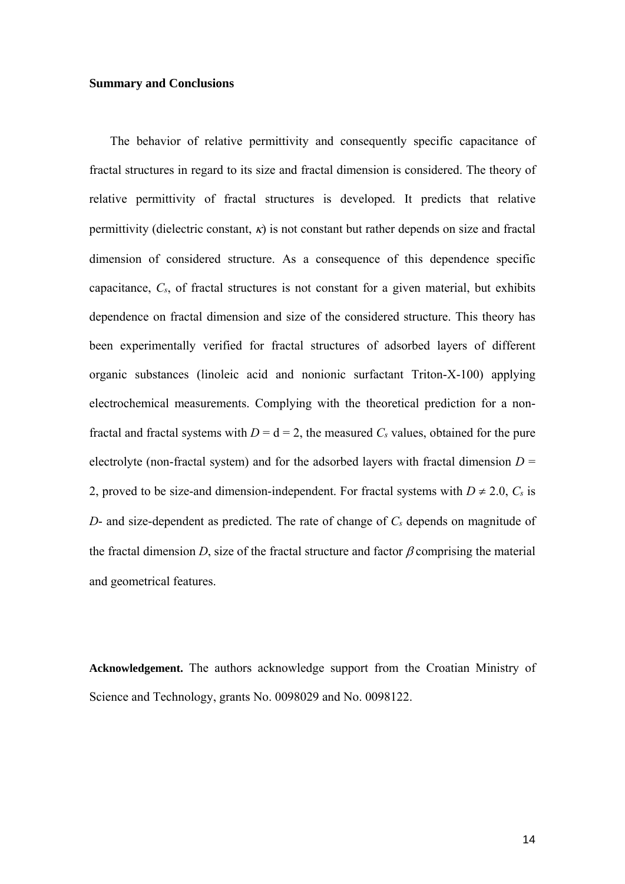**Summary and Conclusions**

The behavior of relative permittivity and consequently specific capacitance of fractal structures in regard to its size and fractal dimension is considered. The theory of relative permittivity of fractal structures is developed. It predicts that relative permittivity (dielectric constant, $\kappa$) is not constant but rather depends on size and fractal dimension of considered structure. As a consequence of this dependence specific capacitance, $C_s$, of fractal structures is not constant for a given material, but exhibits dependence on fractal dimension and size of the considered structure. This theory has been experimentally verified for fractal structures of adsorbed layers of different organic substances (linoleic acid and nonionic surfactant Triton-X-100) applying electrochemical measurements. Complying with the theoretical prediction for a non-fractal and fractal systems with $D = d = 2$, the measured $C_s$ values, obtained for the pure electrolyte (non-fractal system) and for the adsorbed layers with fractal dimension $D = 2$, proved to be size-and dimension-independent. For fractal systems with $D \neq 2.0$, $C_s$ is $D$- and size-dependent as predicted. The rate of change of $C_s$ depends on magnitude of the fractal dimension $D$, size of the fractal structure and factor $\beta$ comprising the material and geometrical features.

**Acknowledgement.** The authors acknowledge support from the Croatian Ministry of Science and Technology, grants No. 0098029 and No. 0098122.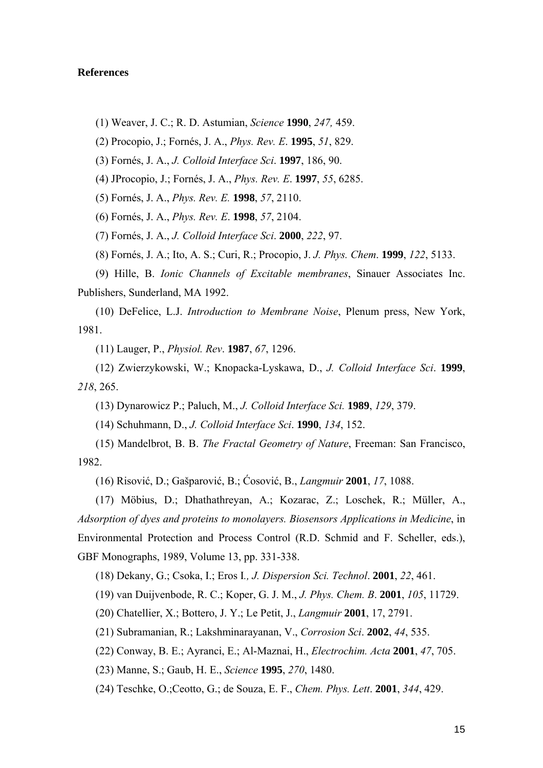**References**

(1) Weaver, J. C.; R. D. Astumian, *Science* **1990**, *247,* 459.

(2) Procopio, J.; Fornés, J. A., *Phys. Rev. E*. **1995**, *51*, 829.

(3) Fornés, J. A., *J. Colloid Interface Sci*. **1997**, 186, 90.

(4) JProcopio, J.; Fornés, J. A., *Phys. Rev. E*. **1997**, *55*, 6285.

(5) Fornés, J. A., *Phys. Rev. E.* **1998**, *57*, 2110.

(6) Fornés, J. A., *Phys. Rev. E*. **1998**, *57*, 2104.

(7) Fornés, J. A., *J. Colloid Interface Sci*. **2000**, *222*, 97.

(8) Fornés, J. A.; Ito, A. S.; Curi, R.; Procopio, J. *J. Phys. Chem*. **1999**, *122*, 5133.

(9) Hille, B. *Ionic Channels of Excitable membranes*, Sinauer Associates Inc. Publishers, Sunderland, MA 1992.

(10) DeFelice, L.J. *Introduction to Membrane Noise*, Plenum press, New York, 1981.

(11) Lauger, P., *Physiol. Rev*. **1987**, *67*, 1296.

(12) Zwierzykowski, W.; Knopacka-Lyskawa, D., *J. Colloid Interface Sci*. **1999**, *218*, 265.

(13) Dynarowicz P.; Paluch, M., *J. Colloid Interface Sci.* **1989**, *129*, 379.

(14) Schuhmann, D., *J. Colloid Interface Sci*. **1990**, *134*, 152.

(15) Mandelbrot, B. B. *The Fractal Geometry of Nature*, Freeman: San Francisco, 1982.

(16) Risović, D.; Gašparović, B.; Ćosović, B., *Langmuir* **2001**, *17*, 1088.

(17) Möbius, D.; Dhathathreyan, A.; Kozarac, Z.; Loschek, R.; Müller, A., *Adsorption of dyes and proteins to monolayers. Biosensors Applications in Medicine*, in Environmental Protection and Process Control (R.D. Schmid and F. Scheller, eds.), GBF Monographs, 1989, Volume 13, pp. 331-338.

(18) Dekany, G.; Csoka, I.; Eros I*., J. Dispersion Sci. Technol*. **2001**, *22*, 461.

(19) van Duijvenbode, R. C.; Koper, G. J. M., *J. Phys. Chem. B*. **2001**, *105*, 11729.

(20) Chatellier, X.; Bottero, J. Y.; Le Petit, J., *Langmuir* **2001**, 17, 2791.

(21) Subramanian, R.; Lakshminarayanan, V., *Corrosion Sci*. **2002**, *44*, 535.

(22) Conway, B. E.; Ayranci, E.; Al-Maznai, H., *Electrochim. Acta* **2001**, *47*, 705.

(23) Manne, S.; Gaub, H. E., *Science* **1995**, *270*, 1480.

(24) Teschke, O.;Ceotto, G.; de Souza, E. F., *Chem. Phys. Lett*. **2001**, *344*, 429.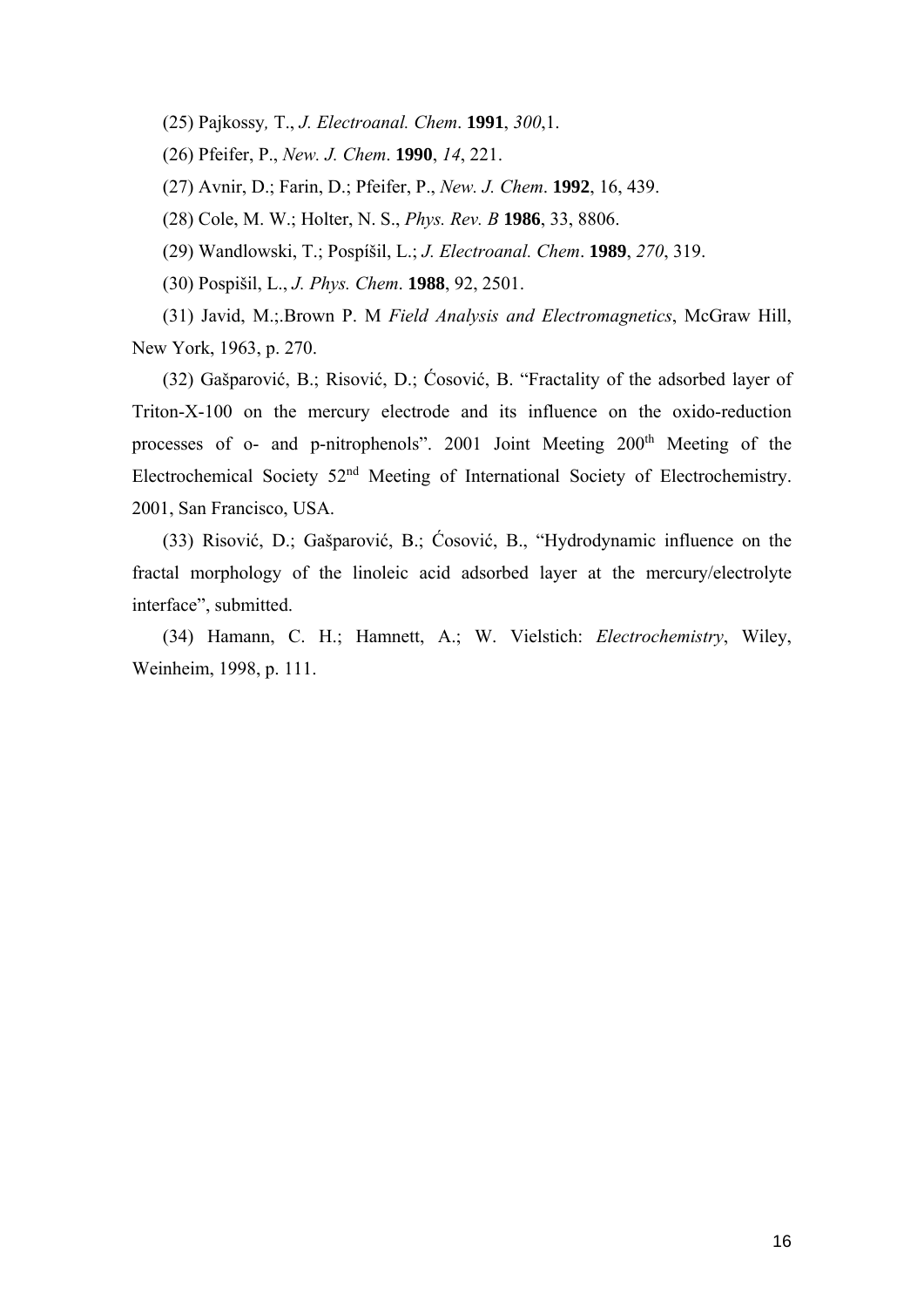(25) Pajkossy, T., *J. Electroanal. Chem*. **1991**, *300*,1.

(26) Pfeifer, P., *New. J. Chem*. **1990**, *14*, 221.

(27) Avnir, D.; Farin, D.; Pfeifer, P., *New. J. Chem*. **1992**, 16, 439.

(28) Cole, M. W.; Holter, N. S., *Phys. Rev. B* **1986**, 33, 8806.

(29) Wandlowski, T.; Pospíšil, L.; *J. Electroanal. Chem*. **1989**, *270*, 319.

(30) Pospišil, L., *J. Phys. Chem*. **1988**, 92, 2501.

(31) Javid, M.;.Brown P. M *Field Analysis and Electromagnetics*, McGraw Hill, New York, 1963, p. 270.

(32) Gašparović, B.; Risović, D.; Ćosović, B. "Fractality of the adsorbed layer of Triton-X-100 on the mercury electrode and its influence on the oxido-reduction processes of o- and p-nitrophenols". 2001 Joint Meeting 200th Meeting of the Electrochemical Society 52nd Meeting of International Society of Electrochemistry. 2001, San Francisco, USA.

(33) Risović, D.; Gašparović, B.; Ćosović, B., "Hydrodynamic influence on the fractal morphology of the linoleic acid adsorbed layer at the mercury/electrolyte interface", submitted.

(34) Hamann, C. H.; Hamnett, A.; W. Vielstich: *Electrochemistry*, Wiley, Weinheim, 1998, p. 111.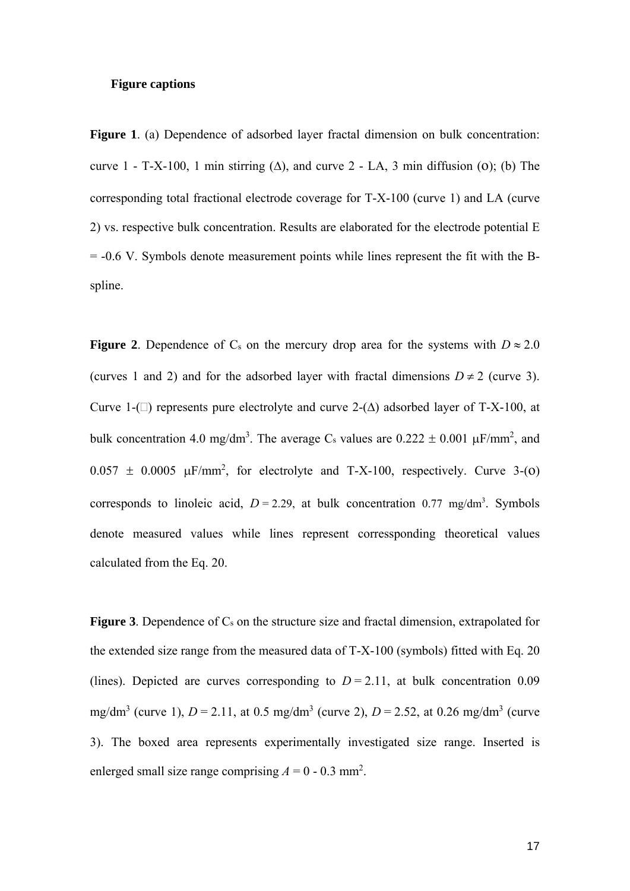**Figure captions**

**Figure 1**. (a) Dependence of adsorbed layer fractal dimension on bulk concentration: curve 1 - T-X-100, 1 min stirring (Δ), and curve 2 - LA, 3 min diffusion (o); (b) The corresponding total fractional electrode coverage for T-X-100 (curve 1) and LA (curve 2) vs. respective bulk concentration. Results are elaborated for the electrode potential E = -0.6 V. Symbols denote measurement points while lines represent the fit with the B-spline.

**Figure 2**. Dependence of $C_s$ on the mercury drop area for the systems with $D \approx 2.0$ (curves 1 and 2) and for the adsorbed layer with fractal dimensions $D \neq 2$ (curve 3). Curve 1-(□) represents pure electrolyte and curve 2-(Δ) adsorbed layer of T-X-100, at bulk concentration 4.0 mg/dm$^3$. The average $C_s$ values are $0.222 \pm 0.001$ μF/mm$^2$, and $0.057 \pm 0.0005$ μF/mm$^2$, for electrolyte and T-X-100, respectively. Curve 3-(o) corresponds to linoleic acid, $D = 2.29$, at bulk concentration 0.77 mg/dm$^3$. Symbols denote measured values while lines represent corressponding theoretical values calculated from the Eq. 20.

**Figure 3**. Dependence of $C_s$ on the structure size and fractal dimension, extrapolated for the extended size range from the measured data of T-X-100 (symbols) fitted with Eq. 20 (lines). Depicted are curves corresponding to $D = 2.11$, at bulk concentration 0.09 mg/dm$^3$ (curve 1), $D = 2.11$, at 0.5 mg/dm$^3$ (curve 2), $D = 2.52$, at 0.26 mg/dm$^3$ (curve 3). The boxed area represents experimentally investigated size range. Inserted is enlerged small size range comprising $A$ = 0 - 0.3 mm$^2$.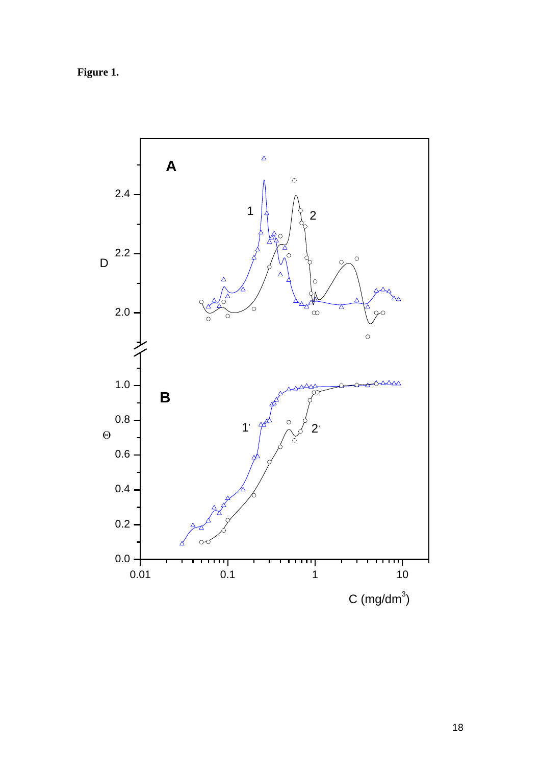**Figure 1.**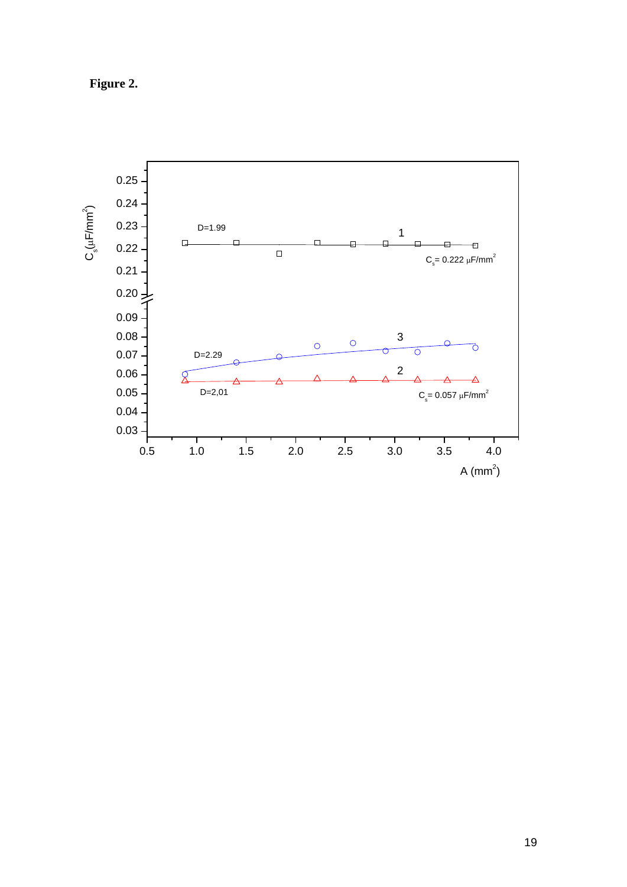**Figure 2.**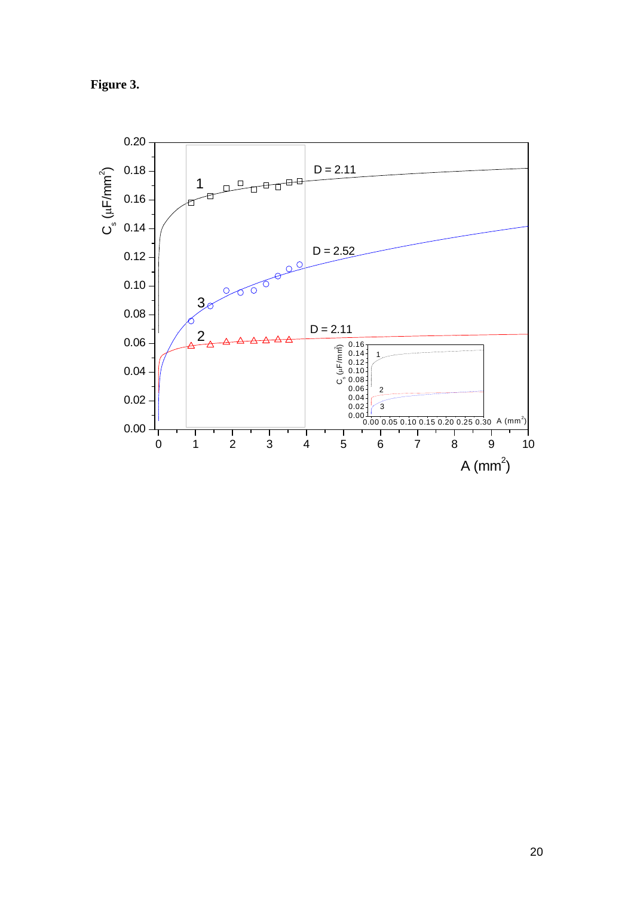**Figure 3.**

$C_s$ (μF/mm²)

0.20
0.18
0.16
0.14
0.12
0.10
0.08
0.06
0.04
0.02
0.00

0 1 2 3 4 5 6 7 8 9 10

A (mm²)

1

D = 2.11

3

D = 2.52

2

D = 2.11

Inset:

$C_s$ (μF/mm²)

0.16
0.14
0.12
0.10
0.08
0.06
0.04
0.02
0.00

0.00 0.05 0.10 0.15 0.20 0.25 0.30 A (mm²)

1

2

3